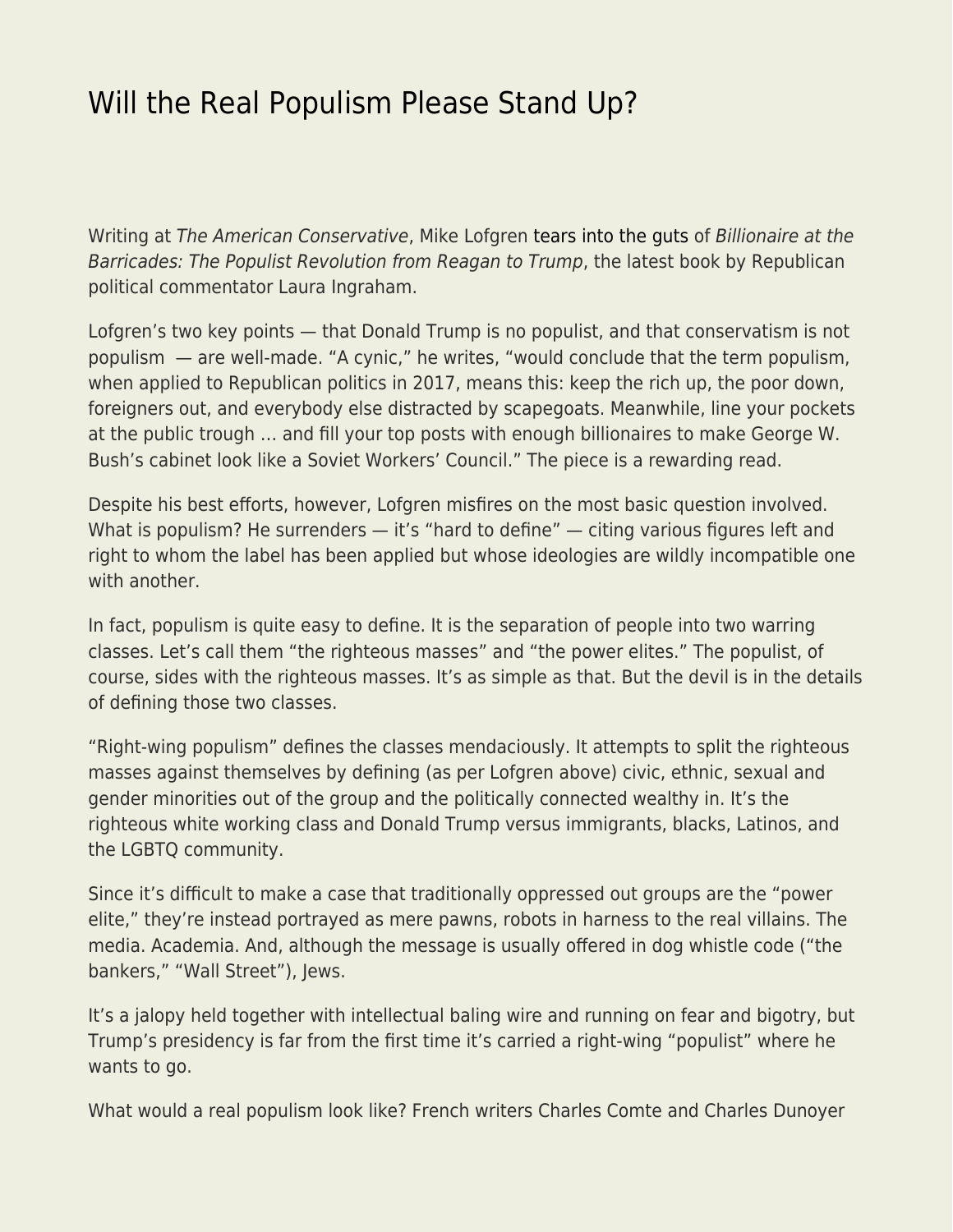# Will the Real Populism Please Stand Up?

Writing at *The American Conservative*, Mike Lofgren tears into the guts of *Billionaire at the Barricades: The Populist Revolution from Reagan to Trump*, the latest book by Republican political commentator Laura Ingraham.

Lofgren's two key points — that Donald Trump is no populist, and that conservatism is not populism — are well-made. "A cynic," he writes, "would conclude that the term populism, when applied to Republican politics in 2017, means this: keep the rich up, the poor down, foreigners out, and everybody else distracted by scapegoats. Meanwhile, line your pockets at the public trough … and fill your top posts with enough billionaires to make George W. Bush's cabinet look like a Soviet Workers' Council." The piece is a rewarding read.

Despite his best efforts, however, Lofgren misfires on the most basic question involved. What is populism? He surrenders — it's "hard to define" — citing various figures left and right to whom the label has been applied but whose ideologies are wildly incompatible one with another.

In fact, populism is quite easy to define. It is the separation of people into two warring classes. Let's call them "the righteous masses" and "the power elites." The populist, of course, sides with the righteous masses. It's as simple as that. But the devil is in the details of defining those two classes.

"Right-wing populism" defines the classes mendaciously. It attempts to split the righteous masses against themselves by defining (as per Lofgren above) civic, ethnic, sexual and gender minorities out of the group and the politically connected wealthy in. It's the righteous white working class and Donald Trump versus immigrants, blacks, Latinos, and the LGBTQ community.

Since it's difficult to make a case that traditionally oppressed out groups are the "power elite," they're instead portrayed as mere pawns, robots in harness to the real villains. The media. Academia. And, although the message is usually offered in dog whistle code ("the bankers," "Wall Street"), Jews.

It's a jalopy held together with intellectual baling wire and running on fear and bigotry, but Trump's presidency is far from the first time it's carried a right-wing "populist" where he wants to go.

What would a real populism look like? French writers Charles Comte and Charles Dunoyer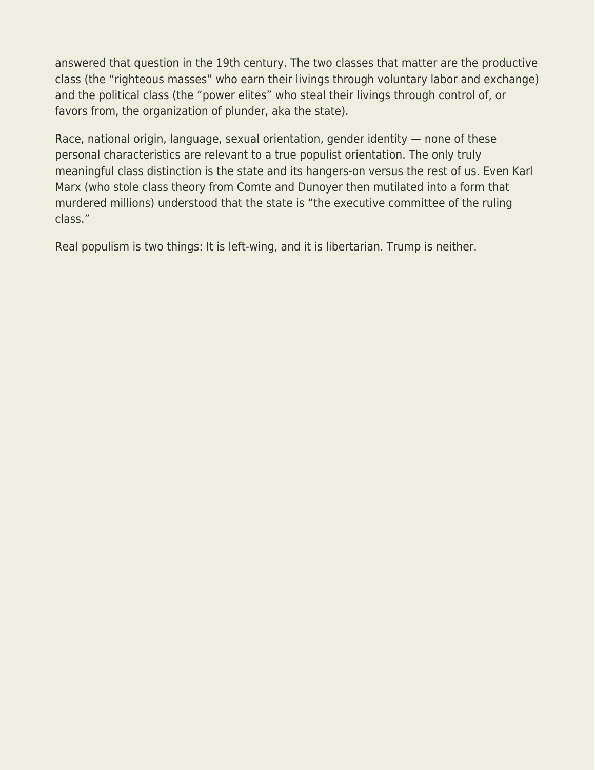answered that question in the 19th century. The two classes that matter are the productive class (the “righteous masses” who earn their livings through voluntary labor and exchange) and the political class (the “power elites” who steal their livings through control of, or favors from, the organization of plunder, aka the state).

Race, national origin, language, sexual orientation, gender identity — none of these personal characteristics are relevant to a true populist orientation. The only truly meaningful class distinction is the state and its hangers-on versus the rest of us. Even Karl Marx (who stole class theory from Comte and Dunoyer then mutilated into a form that murdered millions) understood that the state is “the executive committee of the ruling class.”

Real populism is two things: It is left-wing, and it is libertarian. Trump is neither.